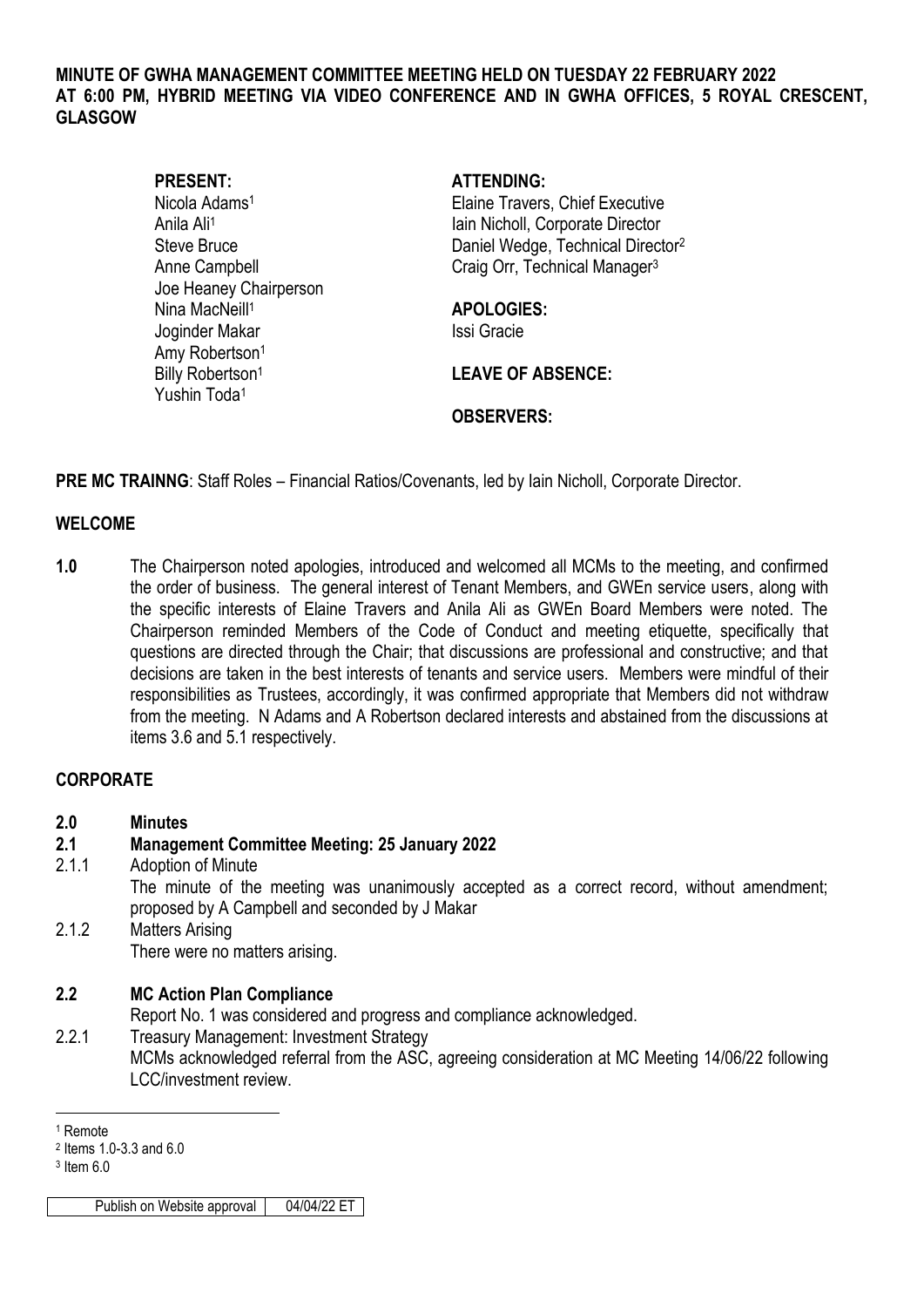**MINUTE OF GWHA MANAGEMENT COMMITTEE MEETING HELD ON TUESDAY 22 FEBRUARY 2022 AT 6:00 PM, HYBRID MEETING VIA VIDEO CONFERENCE AND IN GWHA OFFICES, 5 ROYAL CRESCENT, GLASGOW**

**PRESENT:**
Nicola Adams[1]
Anila Ali[1]
Steve Bruce
Anne Campbell
Joe Heaney Chairperson
Nina MacNeill[1]
Joginder Makar
Amy Robertson[1]
Billy Robertson[1]
Yushin Toda[1]

**ATTENDING:**
Elaine Travers, Chief Executive
Iain Nicholl, Corporate Director
Daniel Wedge, Technical Director[2]
Craig Orr, Technical Manager[3]

**APOLOGIES:**
Issi Gracie

**LEAVE OF ABSENCE:**

**OBSERVERS:**

**PRE MC TRAINNG**: Staff Roles – Financial Ratios/Covenants, led by Iain Nicholl, Corporate Director.

## WELCOME

**1.0** The Chairperson noted apologies, introduced and welcomed all MCMs to the meeting, and confirmed the order of business. The general interest of Tenant Members, and GWEn service users, along with the specific interests of Elaine Travers and Anila Ali as GWEn Board Members were noted. The Chairperson reminded Members of the Code of Conduct and meeting etiquette, specifically that questions are directed through the Chair; that discussions are professional and constructive; and that decisions are taken in the best interests of tenants and service users. Members were mindful of their responsibilities as Trustees, accordingly, it was confirmed appropriate that Members did not withdraw from the meeting. N Adams and A Robertson declared interests and abstained from the discussions at items 3.6 and 5.1 respectively.

## CORPORATE

**2.0 Minutes**

**2.1 Management Committee Meeting: 25 January 2022**

2.1.1 Adoption of Minute
The minute of the meeting was unanimously accepted as a correct record, without amendment; proposed by A Campbell and seconded by J Makar

2.1.2 Matters Arising
There were no matters arising.

**2.2 MC Action Plan Compliance**
Report No. 1 was considered and progress and compliance acknowledged.

2.2.1 Treasury Management: Investment Strategy
MCMs acknowledged referral from the ASC, agreeing consideration at MC Meeting 14/06/22 following LCC/investment review.

---

[1] Remote
[2] Items 1.0-3.3 and 6.0
[3] Item 6.0

| Publish on Website approval | 04/04/22 ET |
|---|---|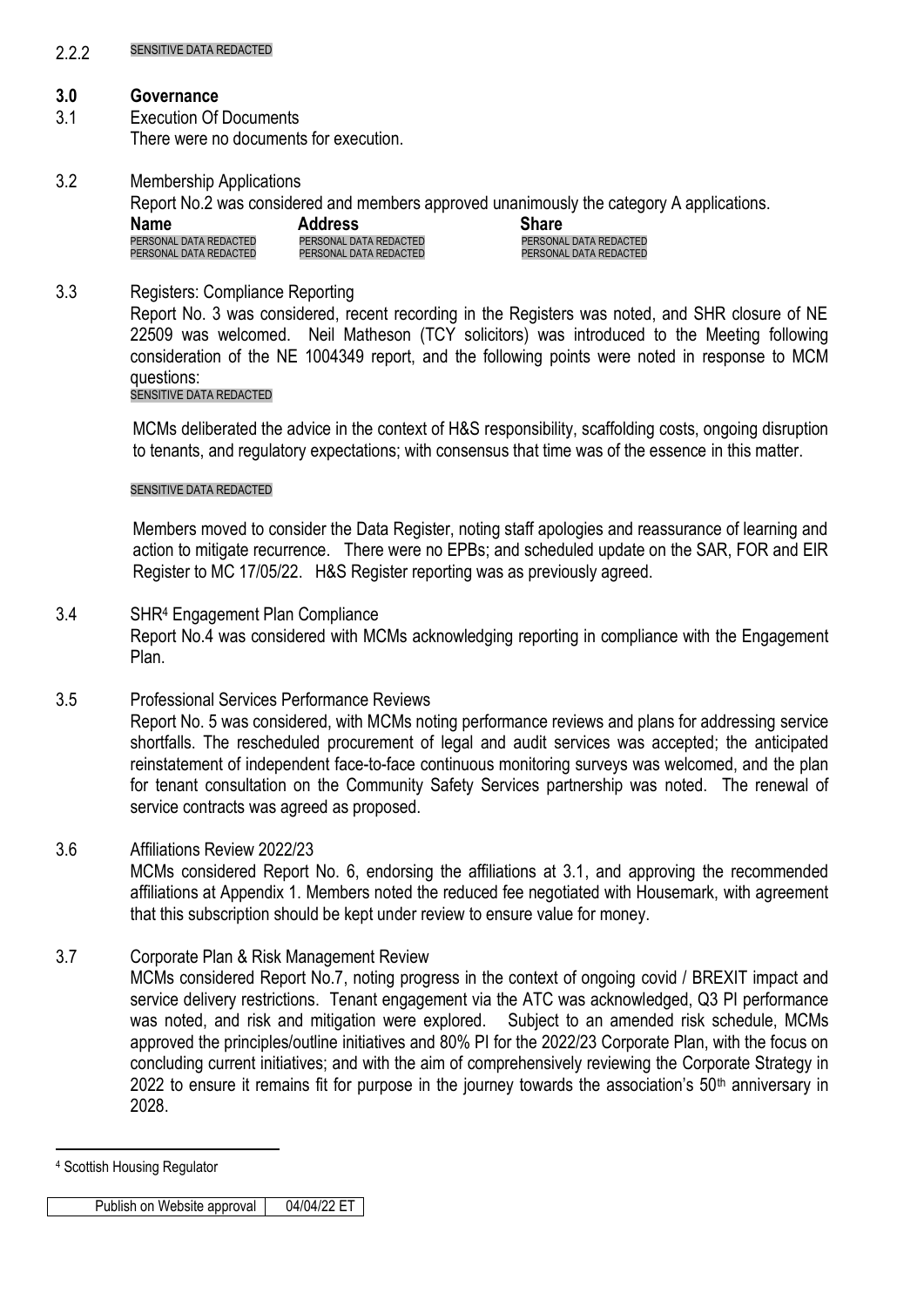2.2.2 SENSITIVE DATA REDACTED

## 3.0 Governance

3.1 Execution Of Documents

There were no documents for execution.

3.2 Membership Applications

Report No.2 was considered and members approved unanimously the category A applications.

| Name | Address | Share |
|---|---|---|
| PERSONAL DATA REDACTED | PERSONAL DATA REDACTED | PERSONAL DATA REDACTED |
| PERSONAL DATA REDACTED | PERSONAL DATA REDACTED | PERSONAL DATA REDACTED |

3.3 Registers: Compliance Reporting

Report No. 3 was considered, recent recording in the Registers was noted, and SHR closure of NE 22509 was welcomed. Neil Matheson (TCY solicitors) was introduced to the Meeting following consideration of the NE 1004349 report, and the following points were noted in response to MCM questions:

SENSITIVE DATA REDACTED

MCMs deliberated the advice in the context of H&S responsibility, scaffolding costs, ongoing disruption to tenants, and regulatory expectations; with consensus that time was of the essence in this matter.

SENSITIVE DATA REDACTED

Members moved to consider the Data Register, noting staff apologies and reassurance of learning and action to mitigate recurrence. There were no EPBs; and scheduled update on the SAR, FOR and EIR Register to MC 17/05/22. H&S Register reporting was as previously agreed.

3.4 SHR[4] Engagement Plan Compliance

Report No.4 was considered with MCMs acknowledging reporting in compliance with the Engagement Plan.

3.5 Professional Services Performance Reviews

Report No. 5 was considered, with MCMs noting performance reviews and plans for addressing service shortfalls. The rescheduled procurement of legal and audit services was accepted; the anticipated reinstatement of independent face-to-face continuous monitoring surveys was welcomed, and the plan for tenant consultation on the Community Safety Services partnership was noted. The renewal of service contracts was agreed as proposed.

3.6 Affiliations Review 2022/23

MCMs considered Report No. 6, endorsing the affiliations at 3.1, and approving the recommended affiliations at Appendix 1. Members noted the reduced fee negotiated with Housemark, with agreement that this subscription should be kept under review to ensure value for money.

3.7 Corporate Plan & Risk Management Review

MCMs considered Report No.7, noting progress in the context of ongoing covid / BREXIT impact and service delivery restrictions. Tenant engagement via the ATC was acknowledged, Q3 PI performance was noted, and risk and mitigation were explored. Subject to an amended risk schedule, MCMs approved the principles/outline initiatives and 80% PI for the 2022/23 Corporate Plan, with the focus on concluding current initiatives; and with the aim of comprehensively reviewing the Corporate Strategy in 2022 to ensure it remains fit for purpose in the journey towards the association's 50th anniversary in 2028.

---

[4] Scottish Housing Regulator

| Publish on Website approval | 04/04/22 ET |
|---|---|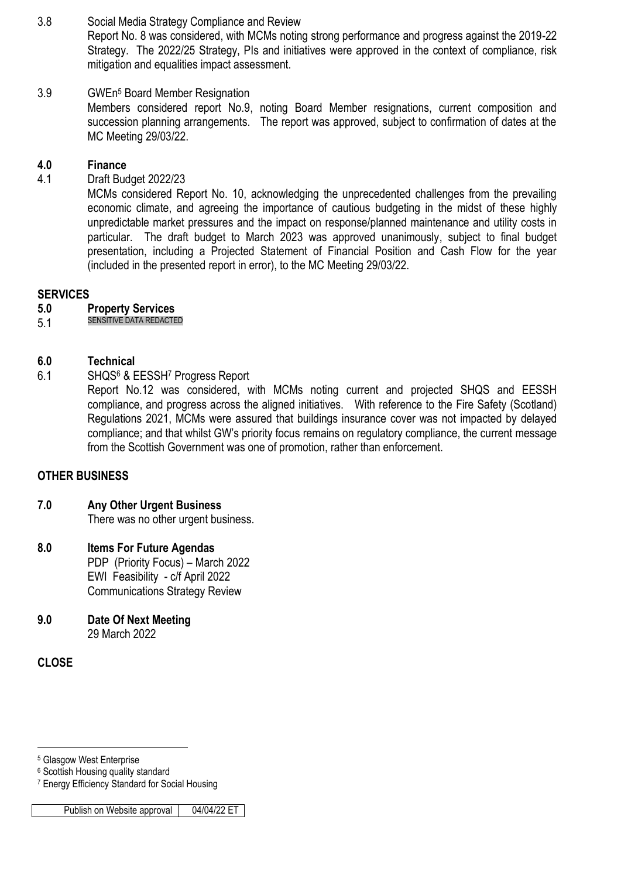3.8 Social Media Strategy Compliance and Review

Report No. 8 was considered, with MCMs noting strong performance and progress against the 2019-22 Strategy. The 2022/25 Strategy, PIs and initiatives were approved in the context of compliance, risk mitigation and equalities impact assessment.

3.9 GWEn[5] Board Member Resignation

Members considered report No.9, noting Board Member resignations, current composition and succession planning arrangements. The report was approved, subject to confirmation of dates at the MC Meeting 29/03/22.

## 4.0 Finance

4.1 Draft Budget 2022/23

MCMs considered Report No. 10, acknowledging the unprecedented challenges from the prevailing economic climate, and agreeing the importance of cautious budgeting in the midst of these highly unpredictable market pressures and the impact on response/planned maintenance and utility costs in particular. The draft budget to March 2023 was approved unanimously, subject to final budget presentation, including a Projected Statement of Financial Position and Cash Flow for the year (included in the presented report in error), to the MC Meeting 29/03/22.

## SERVICES

## 5.0 Property Services

5.1 SENSITIVE DATA REDACTED

## 6.0 Technical

6.1 SHQS[6] & EESSH[7] Progress Report

Report No.12 was considered, with MCMs noting current and projected SHQS and EESSH compliance, and progress across the aligned initiatives. With reference to the Fire Safety (Scotland) Regulations 2021, MCMs were assured that buildings insurance cover was not impacted by delayed compliance; and that whilst GW's priority focus remains on regulatory compliance, the current message from the Scottish Government was one of promotion, rather than enforcement.

## OTHER BUSINESS

## 7.0 Any Other Urgent Business

There was no other urgent business.

## 8.0 Items For Future Agendas

PDP (Priority Focus) – March 2022
EWI Feasibility - c/f April 2022
Communications Strategy Review

## 9.0 Date Of Next Meeting

29 March 2022

## CLOSE

---

[5] Glasgow West Enterprise
[6] Scottish Housing quality standard
[7] Energy Efficiency Standard for Social Housing

| Publish on Website approval | 04/04/22 ET |
|---|---|